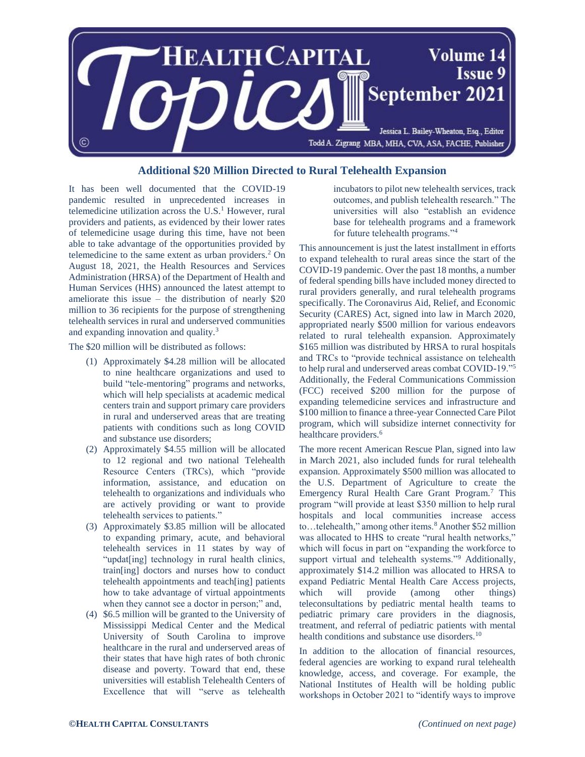# Additional $20 Million Directed to Rural Telehealth Expansion

It has been well documented that the COVID-19 pandemic resulted in unprecedented increases in telemedicine utilization across the U.S.[1] However, rural providers and patients, as evidenced by their lower rates of telemedicine usage during this time, have not been able to take advantage of the opportunities provided by telemedicine to the same extent as urban providers.[2] On August 18, 2021, the Health Resources and Services Administration (HRSA) of the Department of Health and Human Services (HHS) announced the latest attempt to ameliorate this issue – the distribution of nearly $20 million to 36 recipients for the purpose of strengthening telehealth services in rural and underserved communities and expanding innovation and quality.[3]

The $20 million will be distributed as follows:

1. Approximately $4.28 million will be allocated to nine healthcare organizations and used to build "tele-mentoring" programs and networks, which will help specialists at academic medical centers train and support primary care providers in rural and underserved areas that are treating patients with conditions such as long COVID and substance use disorders;
2. Approximately $4.55 million will be allocated to 12 regional and two national Telehealth Resource Centers (TRCs), which "provide information, assistance, and education on telehealth to organizations and individuals who are actively providing or want to provide telehealth services to patients."
3. Approximately $3.85 million will be allocated to expanding primary, acute, and behavioral telehealth services in 11 states by way of "updat[ing] technology in rural health clinics, train[ing] doctors and nurses how to conduct telehealth appointments and teach[ing] patients how to take advantage of virtual appointments when they cannot see a doctor in person;" and,
4. $6.5 million will be granted to the University of Mississippi Medical Center and the Medical University of South Carolina to improve healthcare in the rural and underserved areas of their states that have high rates of both chronic disease and poverty. Toward that end, these universities will establish Telehealth Centers of Excellence that will "serve as telehealth incubators to pilot new telehealth services, track outcomes, and publish telehealth research." The universities will also "establish an evidence base for telehealth programs and a framework for future telehealth programs."[4]

This announcement is just the latest installment in efforts to expand telehealth to rural areas since the start of the COVID-19 pandemic. Over the past 18 months, a number of federal spending bills have included money directed to rural providers generally, and rural telehealth programs specifically. The Coronavirus Aid, Relief, and Economic Security (CARES) Act, signed into law in March 2020, appropriated nearly $500 million for various endeavors related to rural telehealth expansion. Approximately $165 million was distributed by HRSA to rural hospitals and TRCs to "provide technical assistance on telehealth to help rural and underserved areas combat COVID-19."[5] Additionally, the Federal Communications Commission (FCC) received $200 million for the purpose of expanding telemedicine services and infrastructure and $100 million to finance a three-year Connected Care Pilot program, which will subsidize internet connectivity for healthcare providers.[6]

The more recent American Rescue Plan, signed into law in March 2021, also included funds for rural telehealth expansion. Approximately $500 million was allocated to the U.S. Department of Agriculture to create the Emergency Rural Health Care Grant Program.[7] This program "will provide at least $350 million to help rural hospitals and local communities increase access to…telehealth," among other items.[8] Another $52 million was allocated to HHS to create "rural health networks," which will focus in part on "expanding the workforce to support virtual and telehealth systems."[9] Additionally, approximately $14.2 million was allocated to HRSA to expand Pediatric Mental Health Care Access projects, which will provide (among other things) teleconsultations by pediatric mental health teams to pediatric primary care providers in the diagnosis, treatment, and referral of pediatric patients with mental health conditions and substance use disorders.[10]

In addition to the allocation of financial resources, federal agencies are working to expand rural telehealth knowledge, access, and coverage. For example, the National Institutes of Health will be holding public workshops in October 2021 to "identify ways to improve

*(Continued on next page)*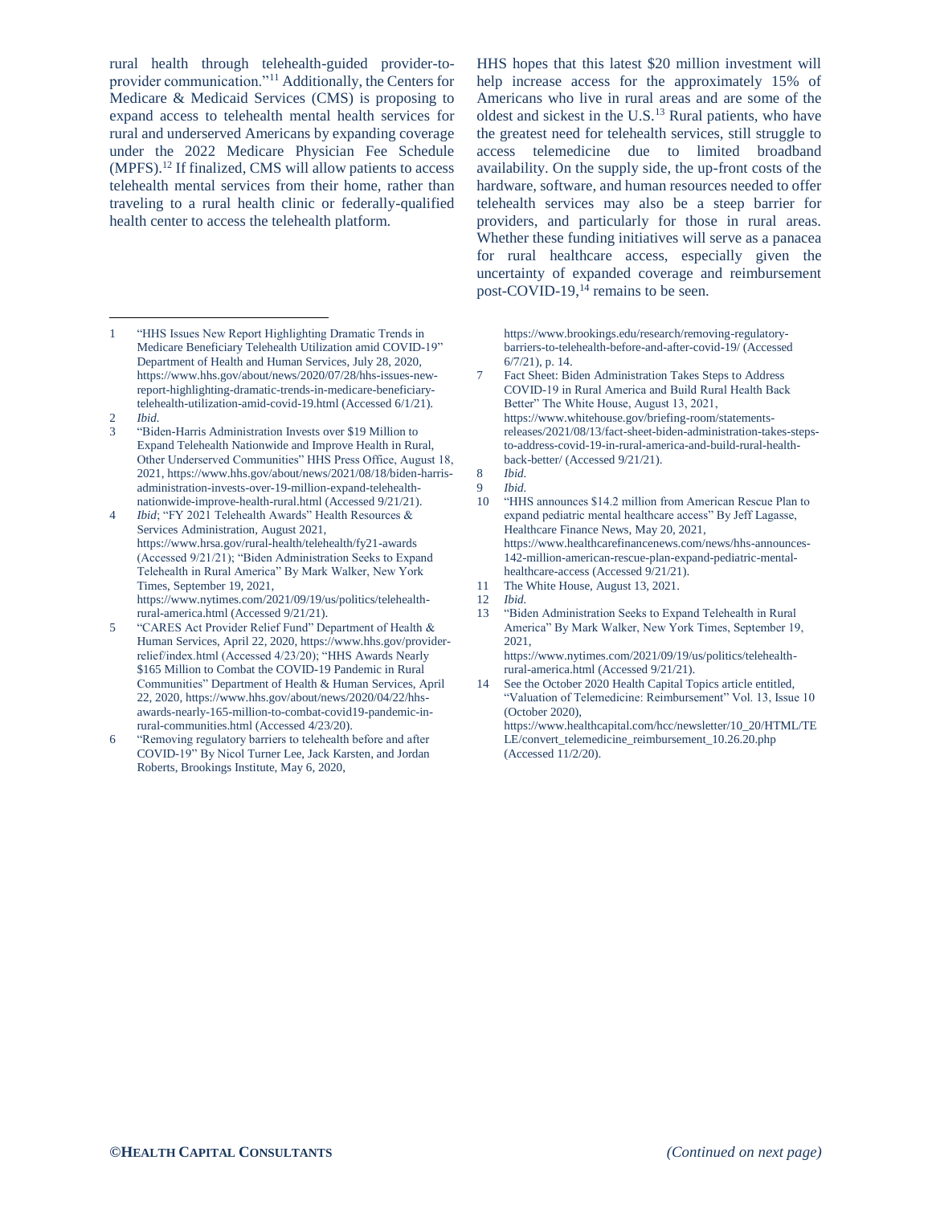rural health through telehealth-guided provider-to-provider communication."[11] Additionally, the Centers for Medicare & Medicaid Services (CMS) is proposing to expand access to telehealth mental health services for rural and underserved Americans by expanding coverage under the 2022 Medicare Physician Fee Schedule (MPFS).[12] If finalized, CMS will allow patients to access telehealth mental services from their home, rather than traveling to a rural health clinic or federally-qualified health center to access the telehealth platform.

HHS hopes that this latest $20 million investment will help increase access for the approximately 15% of Americans who live in rural areas and are some of the oldest and sickest in the U.S.[13] Rural patients, who have the greatest need for telehealth services, still struggle to access telemedicine due to limited broadband availability. On the supply side, the up-front costs of the hardware, software, and human resources needed to offer telehealth services may also be a steep barrier for providers, and particularly for those in rural areas. Whether these funding initiatives will serve as a panacea for rural healthcare access, especially given the uncertainty of expanded coverage and reimbursement post-COVID-19,[14] remains to be seen.

---

1 "HHS Issues New Report Highlighting Dramatic Trends in Medicare Beneficiary Telehealth Utilization amid COVID-19" Department of Health and Human Services, July 28, 2020, https://www.hhs.gov/about/news/2020/07/28/hhs-issues-new-report-highlighting-dramatic-trends-in-medicare-beneficiary-telehealth-utilization-amid-covid-19.html (Accessed 6/1/21).

2 *Ibid.*

3 "Biden-Harris Administration Invests over $19 Million to Expand Telehealth Nationwide and Improve Health in Rural, Other Underserved Communities" HHS Press Office, August 18, 2021, https://www.hhs.gov/about/news/2021/08/18/biden-harris-administration-invests-over-19-million-expand-telehealth-nationwide-improve-health-rural.html (Accessed 9/21/21).

4 *Ibid*; "FY 2021 Telehealth Awards" Health Resources & Services Administration, August 2021, https://www.hrsa.gov/rural-health/telehealth/fy21-awards (Accessed 9/21/21); "Biden Administration Seeks to Expand Telehealth in Rural America" By Mark Walker, New York Times, September 19, 2021, https://www.nytimes.com/2021/09/19/us/politics/telehealth-rural-america.html (Accessed 9/21/21).

5 "CARES Act Provider Relief Fund" Department of Health & Human Services, April 22, 2020, https://www.hhs.gov/provider-relief/index.html (Accessed 4/23/20); "HHS Awards Nearly $165 Million to Combat the COVID-19 Pandemic in Rural Communities" Department of Health & Human Services, April 22, 2020, https://www.hhs.gov/about/news/2020/04/22/hhs-awards-nearly-165-million-to-combat-covid19-pandemic-in-rural-communities.html (Accessed 4/23/20).

6 "Removing regulatory barriers to telehealth before and after COVID-19" By Nicol Turner Lee, Jack Karsten, and Jordan Roberts, Brookings Institute, May 6, 2020, https://www.brookings.edu/research/removing-regulatory-barriers-to-telehealth-before-and-after-covid-19/ (Accessed 6/7/21), p. 14.

7 Fact Sheet: Biden Administration Takes Steps to Address COVID-19 in Rural America and Build Rural Health Back Better" The White House, August 13, 2021, https://www.whitehouse.gov/briefing-room/statements-releases/2021/08/13/fact-sheet-biden-administration-takes-steps-to-address-covid-19-in-rural-america-and-build-rural-health-back-better/ (Accessed 9/21/21).

8 *Ibid.*

9 *Ibid.*

10 "HHS announces $14.2 million from American Rescue Plan to expand pediatric mental healthcare access" By Jeff Lagasse, Healthcare Finance News, May 20, 2021, https://www.healthcarefinancenews.com/news/hhs-announces-142-million-american-rescue-plan-expand-pediatric-mental-healthcare-access (Accessed 9/21/21).

11 The White House, August 13, 2021.

12 *Ibid.*

13 "Biden Administration Seeks to Expand Telehealth in Rural America" By Mark Walker, New York Times, September 19, 2021, https://www.nytimes.com/2021/09/19/us/politics/telehealth-rural-america.html (Accessed 9/21/21).

14 See the October 2020 Health Capital Topics article entitled, "Valuation of Telemedicine: Reimbursement" Vol. 13, Issue 10 (October 2020), https://www.healthcapital.com/hcc/newsletter/10_20/HTML/TELE/convert_telemedicine_reimbursement_10.26.20.php (Accessed 11/2/20).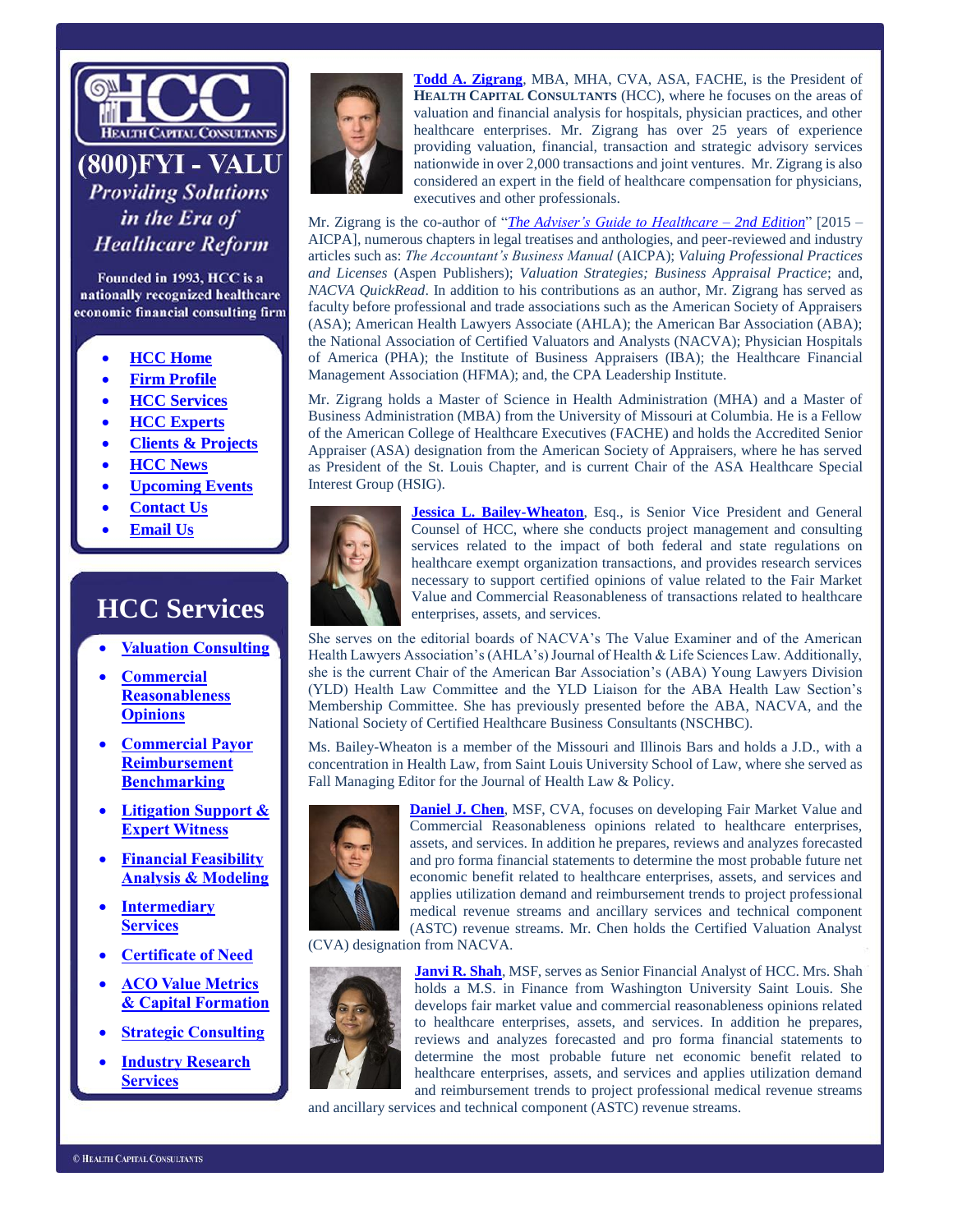HEALTH CAPITAL CONSULTANTS

**(800)FYI - VALU**

*Providing Solutions in the Era of Healthcare Reform*

**Founded in 1993, HCC is a nationally recognized healthcare economic financial consulting firm**

- **HCC Home**
- **Firm Profile**
- **HCC Services**
- **HCC Experts**
- **Clients & Projects**
- **HCC News**
- **Upcoming Events**
- **Contact Us**
- **Email Us**

## HCC Services

- **Valuation Consulting**
- **Commercial Reasonableness Opinions**
- **Commercial Payor Reimbursement Benchmarking**
- **Litigation Support & Expert Witness**
- **Financial Feasibility Analysis & Modeling**
- **Intermediary Services**
- **Certificate of Need**
- **ACO Value Metrics & Capital Formation**
- **Strategic Consulting**
- **Industry Research Services**

**Todd A. Zigrang**, MBA, MHA, CVA, ASA, FACHE, is the President of **HEALTH CAPITAL CONSULTANTS** (HCC), where he focuses on the areas of valuation and financial analysis for hospitals, physician practices, and other healthcare enterprises. Mr. Zigrang has over 25 years of experience providing valuation, financial, transaction and strategic advisory services nationwide in over 2,000 transactions and joint ventures. Mr. Zigrang is also considered an expert in the field of healthcare compensation for physicians, executives and other professionals.

Mr. Zigrang is the co-author of "*The Adviser's Guide to Healthcare – 2nd Edition*" [2015 – AICPA], numerous chapters in legal treatises and anthologies, and peer-reviewed and industry articles such as: *The Accountant's Business Manual* (AICPA); *Valuing Professional Practices and Licenses* (Aspen Publishers); *Valuation Strategies; Business Appraisal Practice*; and, *NACVA QuickRead*. In addition to his contributions as an author, Mr. Zigrang has served as faculty before professional and trade associations such as the American Society of Appraisers (ASA); American Health Lawyers Associate (AHLA); the American Bar Association (ABA); the National Association of Certified Valuators and Analysts (NACVA); Physician Hospitals of America (PHA); the Institute of Business Appraisers (IBA); the Healthcare Financial Management Association (HFMA); and, the CPA Leadership Institute.

Mr. Zigrang holds a Master of Science in Health Administration (MHA) and a Master of Business Administration (MBA) from the University of Missouri at Columbia. He is a Fellow of the American College of Healthcare Executives (FACHE) and holds the Accredited Senior Appraiser (ASA) designation from the American Society of Appraisers, where he has served as President of the St. Louis Chapter, and is current Chair of the ASA Healthcare Special Interest Group (HSIG).

**Jessica L. Bailey-Wheaton**, Esq., is Senior Vice President and General Counsel of HCC, where she conducts project management and consulting services related to the impact of both federal and state regulations on healthcare exempt organization transactions, and provides research services necessary to support certified opinions of value related to the Fair Market Value and Commercial Reasonableness of transactions related to healthcare enterprises, assets, and services.

She serves on the editorial boards of NACVA's The Value Examiner and of the American Health Lawyers Association's (AHLA's) Journal of Health & Life Sciences Law. Additionally, she is the current Chair of the American Bar Association's (ABA) Young Lawyers Division (YLD) Health Law Committee and the YLD Liaison for the ABA Health Law Section's Membership Committee. She has previously presented before the ABA, NACVA, and the National Society of Certified Healthcare Business Consultants (NSCHBC).

Ms. Bailey-Wheaton is a member of the Missouri and Illinois Bars and holds a J.D., with a concentration in Health Law, from Saint Louis University School of Law, where she served as Fall Managing Editor for the Journal of Health Law & Policy.

**Daniel J. Chen**, MSF, CVA, focuses on developing Fair Market Value and Commercial Reasonableness opinions related to healthcare enterprises, assets, and services. In addition he prepares, reviews and analyzes forecasted and pro forma financial statements to determine the most probable future net economic benefit related to healthcare enterprises, assets, and services and applies utilization demand and reimbursement trends to project professional medical revenue streams and ancillary services and technical component (ASTC) revenue streams. Mr. Chen holds the Certified Valuation Analyst (CVA) designation from NACVA.

**Janvi R. Shah**, MSF, serves as Senior Financial Analyst of HCC. Mrs. Shah holds a M.S. in Finance from Washington University Saint Louis. She develops fair market value and commercial reasonableness opinions related to healthcare enterprises, assets, and services. In addition he prepares, reviews and analyzes forecasted and pro forma financial statements to determine the most probable future net economic benefit related to healthcare enterprises, assets, and services and applies utilization demand and reimbursement trends to project professional medical revenue streams and ancillary services and technical component (ASTC) revenue streams.